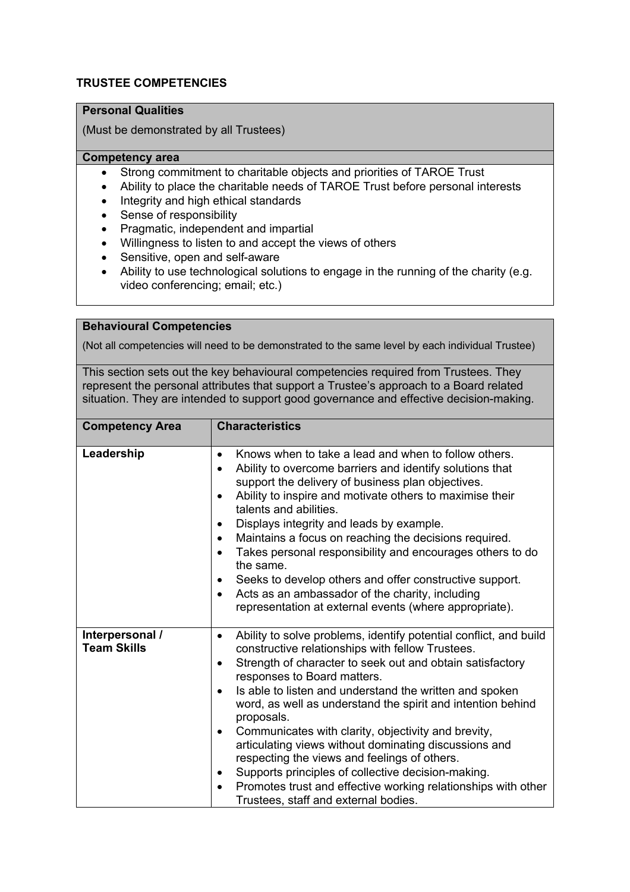# TRUSTEE COMPETENCIES

## Personal Qualities

(Must be demonstrated by all Trustees)

**Competency area**

- Strong commitment to charitable objects and priorities of TAROE Trust
- Ability to place the charitable needs of TAROE Trust before personal interests
- Integrity and high ethical standards
- Sense of responsibility
- Pragmatic, independent and impartial
- Willingness to listen to and accept the views of others
- Sensitive, open and self-aware
- Ability to use technological solutions to engage in the running of the charity (e.g. video conferencing; email; etc.)

## Behavioural Competencies

(Not all competencies will need to be demonstrated to the same level by each individual Trustee)

This section sets out the key behavioural competencies required from Trustees. They represent the personal attributes that support a Trustee's approach to a Board related situation. They are intended to support good governance and effective decision-making.

| Competency Area | Characteristics |
|---|---|
| **Leadership** | • Knows when to take a lead and when to follow others.<br>• Ability to overcome barriers and identify solutions that support the delivery of business plan objectives.<br>• Ability to inspire and motivate others to maximise their talents and abilities.<br>• Displays integrity and leads by example.<br>• Maintains a focus on reaching the decisions required.<br>• Takes personal responsibility and encourages others to do the same.<br>• Seeks to develop others and offer constructive support.<br>• Acts as an ambassador of the charity, including representation at external events (where appropriate). |
| **Interpersonal / Team Skills** | • Ability to solve problems, identify potential conflict, and build constructive relationships with fellow Trustees.<br>• Strength of character to seek out and obtain satisfactory responses to Board matters.<br>• Is able to listen and understand the written and spoken word, as well as understand the spirit and intention behind proposals.<br>• Communicates with clarity, objectivity and brevity, articulating views without dominating discussions and respecting the views and feelings of others.<br>• Supports principles of collective decision-making.<br>• Promotes trust and effective working relationships with other Trustees, staff and external bodies. |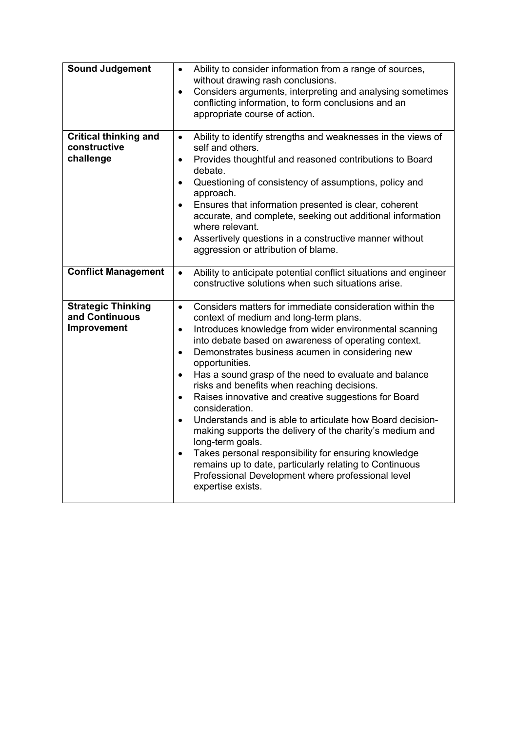| **Sound Judgement** | • Ability to consider information from a range of sources, without drawing rash conclusions.<br>• Considers arguments, interpreting and analysing sometimes conflicting information, to form conclusions and an appropriate course of action. |
|---|---|
| **Critical thinking and constructive challenge** | • Ability to identify strengths and weaknesses in the views of self and others.<br>• Provides thoughtful and reasoned contributions to Board debate.<br>• Questioning of consistency of assumptions, policy and approach.<br>• Ensures that information presented is clear, coherent accurate, and complete, seeking out additional information where relevant.<br>• Assertively questions in a constructive manner without aggression or attribution of blame. |
| **Conflict Management** | • Ability to anticipate potential conflict situations and engineer constructive solutions when such situations arise. |
| **Strategic Thinking and Continuous Improvement** | • Considers matters for immediate consideration within the context of medium and long-term plans.<br>• Introduces knowledge from wider environmental scanning into debate based on awareness of operating context.<br>• Demonstrates business acumen in considering new opportunities.<br>• Has a sound grasp of the need to evaluate and balance risks and benefits when reaching decisions.<br>• Raises innovative and creative suggestions for Board consideration.<br>• Understands and is able to articulate how Board decision-making supports the delivery of the charity's medium and long-term goals.<br>• Takes personal responsibility for ensuring knowledge remains up to date, particularly relating to Continuous Professional Development where professional level expertise exists. |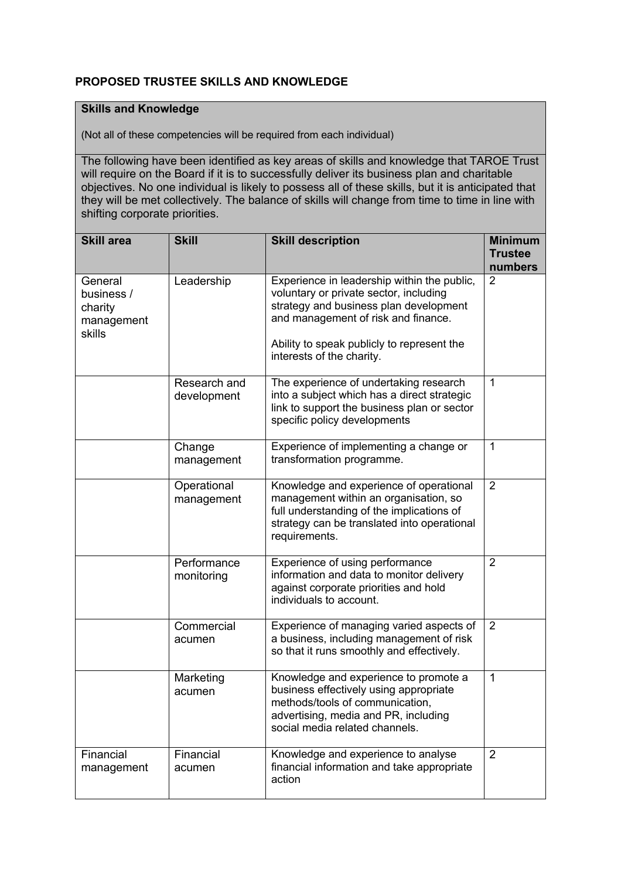**PROPOSED TRUSTEE SKILLS AND KNOWLEDGE**

**Skills and Knowledge**

(Not all of these competencies will be required from each individual)

The following have been identified as key areas of skills and knowledge that TAROE Trust will require on the Board if it is to successfully deliver its business plan and charitable objectives. No one individual is likely to possess all of these skills, but it is anticipated that they will be met collectively. The balance of skills will change from time to time in line with shifting corporate priorities.

| Skill area | Skill | Skill description | Minimum Trustee numbers |
|---|---|---|---|
| General business / charity management skills | Leadership | Experience in leadership within the public, voluntary or private sector, including strategy and business plan development and management of risk and finance.<br><br>Ability to speak publicly to represent the interests of the charity. | 2 |
| | Research and development | The experience of undertaking research into a subject which has a direct strategic link to support the business plan or sector specific policy developments | 1 |
| | Change management | Experience of implementing a change or transformation programme. | 1 |
| | Operational management | Knowledge and experience of operational management within an organisation, so full understanding of the implications of strategy can be translated into operational requirements. | 2 |
| | Performance monitoring | Experience of using performance information and data to monitor delivery against corporate priorities and hold individuals to account. | 2 |
| | Commercial acumen | Experience of managing varied aspects of a business, including management of risk so that it runs smoothly and effectively. | 2 |
| | Marketing acumen | Knowledge and experience to promote a business effectively using appropriate methods/tools of communication, advertising, media and PR, including social media related channels. | 1 |
| Financial management | Financial acumen | Knowledge and experience to analyse financial information and take appropriate action | 2 |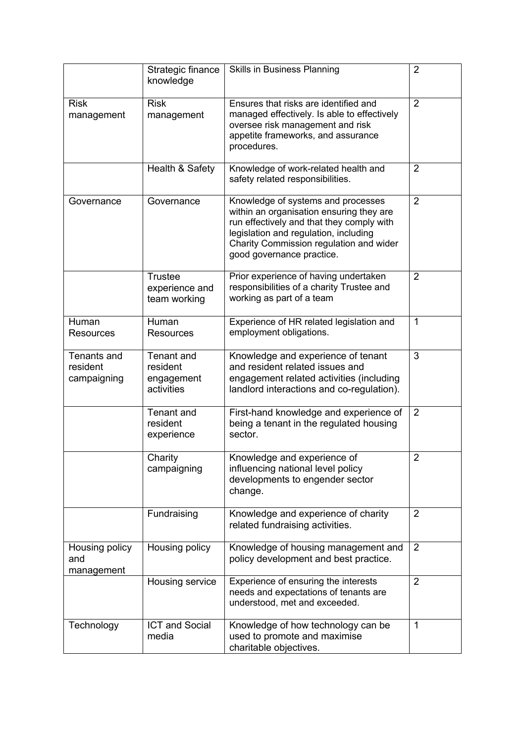| | | | |
|---|---|---|---|
| | Strategic finance knowledge | Skills in Business Planning | 2 |
| Risk management | Risk management | Ensures that risks are identified and managed effectively. Is able to effectively oversee risk management and risk appetite frameworks, and assurance procedures. | 2 |
| | Health & Safety | Knowledge of work-related health and safety related responsibilities. | 2 |
| Governance | Governance | Knowledge of systems and processes within an organisation ensuring they are run effectively and that they comply with legislation and regulation, including Charity Commission regulation and wider good governance practice. | 2 |
| | Trustee experience and team working | Prior experience of having undertaken responsibilities of a charity Trustee and working as part of a team | 2 |
| Human Resources | Human Resources | Experience of HR related legislation and employment obligations. | 1 |
| Tenants and resident campaigning | Tenant and resident engagement activities | Knowledge and experience of tenant and resident related issues and engagement related activities (including landlord interactions and co-regulation). | 3 |
| | Tenant and resident experience | First-hand knowledge and experience of being a tenant in the regulated housing sector. | 2 |
| | Charity campaigning | Knowledge and experience of influencing national level policy developments to engender sector change. | 2 |
| | Fundraising | Knowledge and experience of charity related fundraising activities. | 2 |
| Housing policy and management | Housing policy | Knowledge of housing management and policy development and best practice. | 2 |
| | Housing service | Experience of ensuring the interests needs and expectations of tenants are understood, met and exceeded. | 2 |
| Technology | ICT and Social media | Knowledge of how technology can be used to promote and maximise charitable objectives. | 1 |